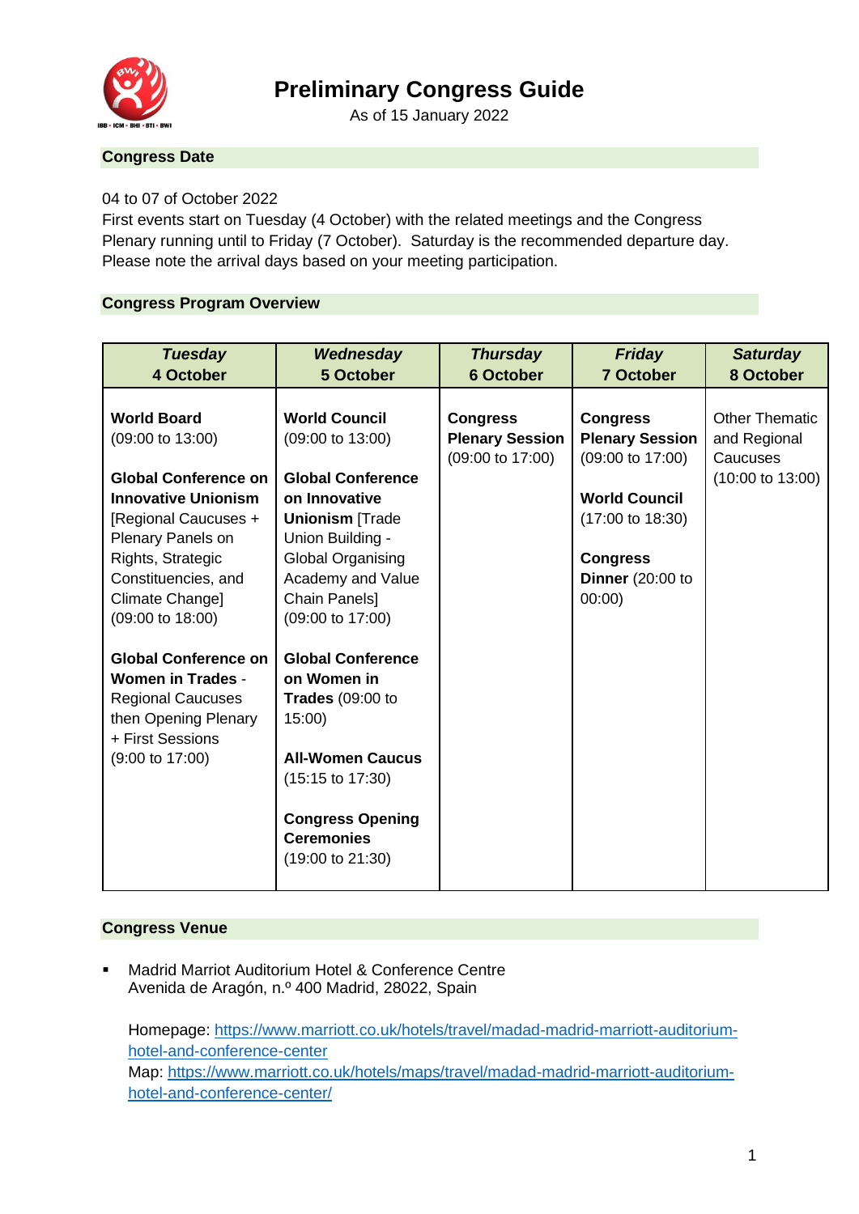# Preliminary Congress Guide

As of 15 January 2022

## Congress Date

04 to 07 of October 2022

First events start on Tuesday (4 October) with the related meetings and the Congress Plenary running until to Friday (7 October). Saturday is the recommended departure day. Please note the arrival days based on your meeting participation.

## Congress Program Overview

| *Tuesday* 4 October | *Wednesday* 5 October | *Thursday* 6 October | *Friday* 7 October | *Saturday* 8 October |
|---|---|---|---|---|
| **World Board** (09:00 to 13:00)<br><br>**Global Conference on Innovative Unionism** [Regional Caucuses + Plenary Panels on Rights, Strategic Constituencies, and Climate Change] (09:00 to 18:00)<br><br>**Global Conference on Women in Trades** - Regional Caucuses then Opening Plenary + First Sessions (9:00 to 17:00) | **World Council** (09:00 to 13:00)<br><br>**Global Conference on Innovative Unionism** [Trade Union Building - Global Organising Academy and Value Chain Panels] (09:00 to 17:00)<br><br>**Global Conference on Women in Trades** (09:00 to 15:00)<br><br>**All-Women Caucus** (15:15 to 17:30)<br><br>**Congress Opening Ceremonies** (19:00 to 21:30) | **Congress Plenary Session** (09:00 to 17:00) | **Congress Plenary Session** (09:00 to 17:00)<br><br>**World Council** (17:00 to 18:30)<br><br>**Congress Dinner** (20:00 to 00:00) | Other Thematic and Regional Caucuses (10:00 to 13:00) |

## Congress Venue

- Madrid Marriot Auditorium Hotel & Conference Centre
  Avenida de Aragón, n.º 400 Madrid, 28022, Spain

  Homepage: https://www.marriott.co.uk/hotels/travel/madad-madrid-marriott-auditorium-hotel-and-conference-center
  Map: https://www.marriott.co.uk/hotels/maps/travel/madad-madrid-marriott-auditorium-hotel-and-conference-center/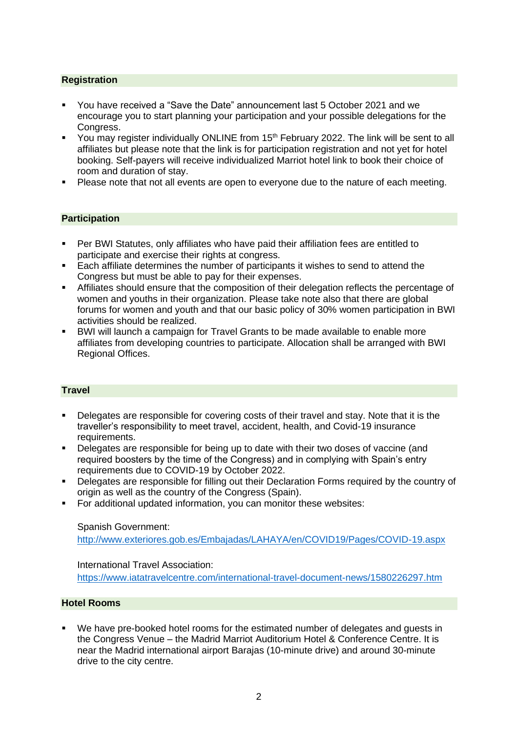## Registration

- You have received a "Save the Date" announcement last 5 October 2021 and we encourage you to start planning your participation and your possible delegations for the Congress.
- You may register individually ONLINE from 15th February 2022. The link will be sent to all affiliates but please note that the link is for participation registration and not yet for hotel booking. Self-payers will receive individualized Marriot hotel link to book their choice of room and duration of stay.
- Please note that not all events are open to everyone due to the nature of each meeting.

## Participation

- Per BWI Statutes, only affiliates who have paid their affiliation fees are entitled to participate and exercise their rights at congress.
- Each affiliate determines the number of participants it wishes to send to attend the Congress but must be able to pay for their expenses.
- Affiliates should ensure that the composition of their delegation reflects the percentage of women and youths in their organization. Please take note also that there are global forums for women and youth and that our basic policy of 30% women participation in BWI activities should be realized.
- BWI will launch a campaign for Travel Grants to be made available to enable more affiliates from developing countries to participate. Allocation shall be arranged with BWI Regional Offices.

## Travel

- Delegates are responsible for covering costs of their travel and stay. Note that it is the traveller's responsibility to meet travel, accident, health, and Covid-19 insurance requirements.
- Delegates are responsible for being up to date with their two doses of vaccine (and required boosters by the time of the Congress) and in complying with Spain's entry requirements due to COVID-19 by October 2022.
- Delegates are responsible for filling out their Declaration Forms required by the country of origin as well as the country of the Congress (Spain).
- For additional updated information, you can monitor these websites:

  Spanish Government:
  http://www.exteriores.gob.es/Embajadas/LAHAYA/en/COVID19/Pages/COVID-19.aspx

  International Travel Association:
  https://www.iatatravelcentre.com/international-travel-document-news/1580226297.htm

## Hotel Rooms

- We have pre-booked hotel rooms for the estimated number of delegates and guests in the Congress Venue – the Madrid Marriot Auditorium Hotel & Conference Centre. It is near the Madrid international airport Barajas (10-minute drive) and around 30-minute drive to the city centre.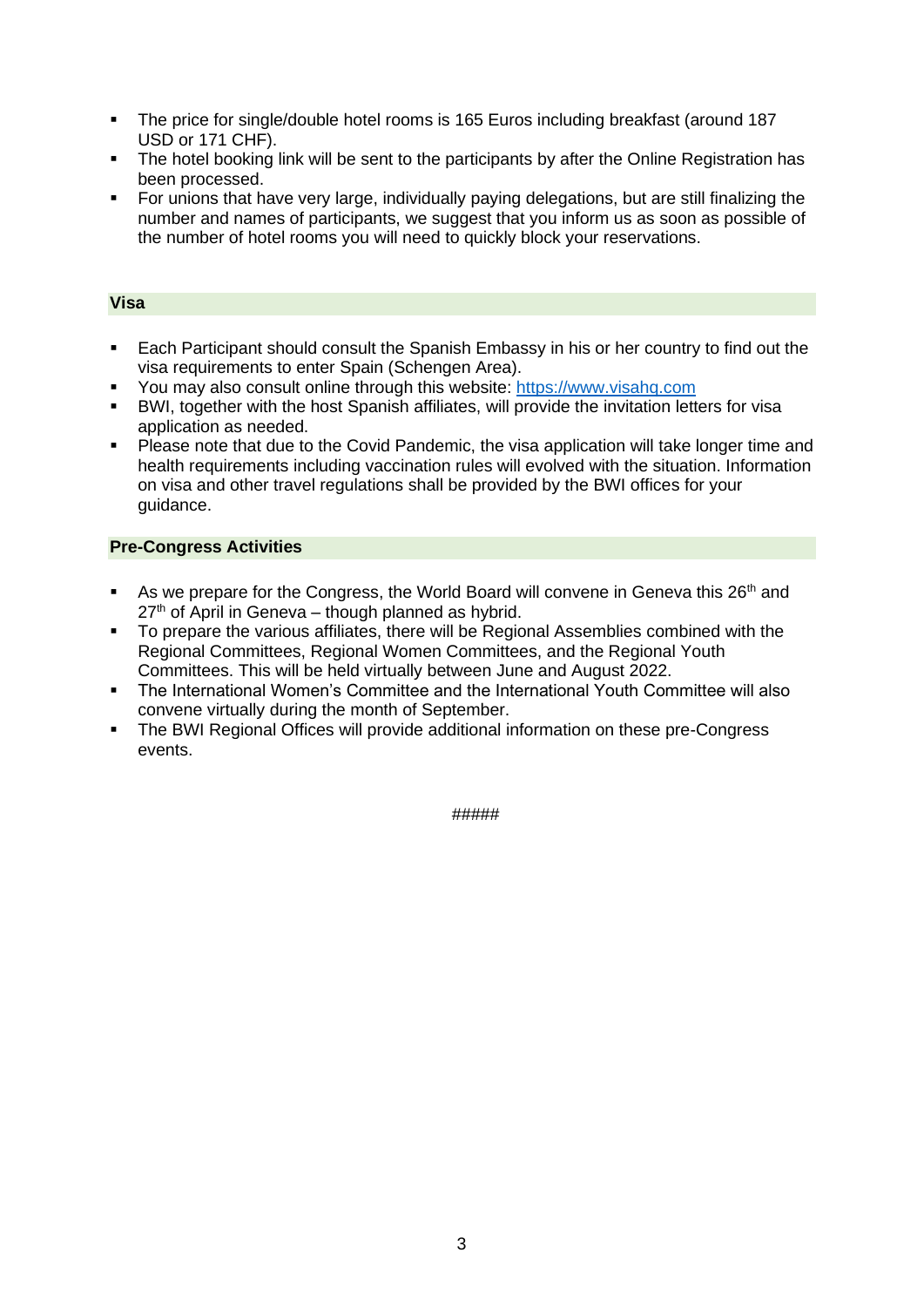- The price for single/double hotel rooms is 165 Euros including breakfast (around 187 USD or 171 CHF).
- The hotel booking link will be sent to the participants by after the Online Registration has been processed.
- For unions that have very large, individually paying delegations, but are still finalizing the number and names of participants, we suggest that you inform us as soon as possible of the number of hotel rooms you will need to quickly block your reservations.

## Visa

- Each Participant should consult the Spanish Embassy in his or her country to find out the visa requirements to enter Spain (Schengen Area).
- You may also consult online through this website: [https://www.visahq.com](https://www.visahq.com)
- BWI, together with the host Spanish affiliates, will provide the invitation letters for visa application as needed.
- Please note that due to the Covid Pandemic, the visa application will take longer time and health requirements including vaccination rules will evolved with the situation. Information on visa and other travel regulations shall be provided by the BWI offices for your guidance.

## Pre-Congress Activities

- As we prepare for the Congress, the World Board will convene in Geneva this 26th and 27th of April in Geneva – though planned as hybrid.
- To prepare the various affiliates, there will be Regional Assemblies combined with the Regional Committees, Regional Women Committees, and the Regional Youth Committees. This will be held virtually between June and August 2022.
- The International Women's Committee and the International Youth Committee will also convene virtually during the month of September.
- The BWI Regional Offices will provide additional information on these pre-Congress events.

#####